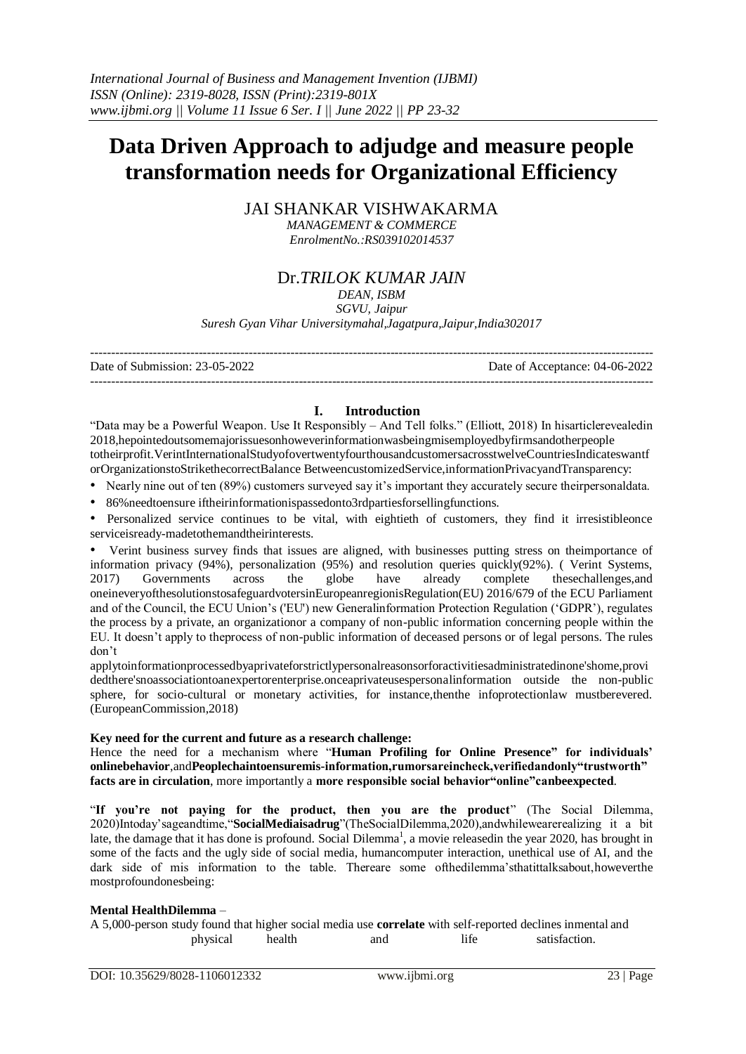*International Journal of Business and Management Invention (IJBMI)*
*ISSN (Online): 2319-8028, ISSN (Print):2319-801X*
*www.ijbmi.org || Volume 11 Issue 6 Ser. I || June 2022 || PP 23-32*

# Data Driven Approach to adjudge and measure people transformation needs for Organizational Efficiency

JAI SHANKAR VISHWAKARMA
*MANAGEMENT & COMMERCE*
*EnrolmentNo.:RS039102014537*

Dr.*TRILOK KUMAR JAIN*
*DEAN, ISBM*
*SGVU, Jaipur*
*Suresh Gyan Vihar Universitymahal,Jagatpura,Jaipur,India302017*

---

Date of Submission: 23-05-2022 Date of Acceptance: 04-06-2022

---

## I. Introduction

"Data may be a Powerful Weapon. Use It Responsibly – And Tell folks." (Elliott, 2018) In hisarticlerevealedin 2018,hepointedoutsomemajorissuesonhoweverinformationwasbeingmisemployedbyfirmsandotherpeople totheirprofit.VerintInternationalStudyofovertwentyfourthousandcustomersacrosstwelveCountriesIndicateswantf orOrganizationstoStrikethecorrectBalance BetweencustomizedService,informationPrivacyandTransparency:

- Nearly nine out of ten (89%) customers surveyed say it's important they accurately secure theirpersonaldata.
- 86%needtoensure iftheirinformationispassedonto3rdpartiesforsellingfunctions.
- Personalized service continues to be vital, with eightieth of customers, they find it irresistibleonce serviceisready-madetothemandtheirinterests.
- Verint business survey finds that issues are aligned, with businesses putting stress on theimportance of information privacy (94%), personalization (95%) and resolution queries quickly(92%). ( Verint Systems, 2017) Governments across the globe have already complete thesechallenges,and oneineveryofthesolutionstosafeguardvotersinEuropeanregionisRegulation(EU) 2016/679 of the ECU Parliament and of the Council, the ECU Union's ('EU') new Generalinformation Protection Regulation ('GDPR'), regulates the process by a private, an organizationor a company of non-public information concerning people within the EU. It doesn't apply to theprocess of non-public information of deceased persons or of legal persons. The rules don't applytoinformationprocessedbyaprivateforstrictlypersonalreasonsorforactivitiesadministratedinone'shome,provi dedthere'snoassociationtoanexpertorenterprise.onceaprivateusespersonalinformation outside the non-public sphere, for socio-cultural or monetary activities, for instance,thenthe infoprotectionlaw mustberevered. (EuropeanCommission,2018)

**Key need for the current and future as a research challenge:**

Hence the need for a mechanism where "**Human Profiling for Online Presence" for individuals' onlinebehavior**,and**Peoplechaintoensuremis-information,rumorsareincheck,verifiedandonly"trustworth" facts are in circulation**, more importantly a **more responsible social behavior"online"canbeexpected**.

"**If you're not paying for the product, then you are the product**" (The Social Dilemma, 2020)Intoday'sageandtime,"**SocialMediaisadrug**"(TheSocialDilemma,2020),andwhilewearerealizing it a bit late, the damage that it has done is profound. Social Dilemma[1], a movie releasedin the year 2020, has brought in some of the facts and the ugly side of social media, humancomputer interaction, unethical use of AI, and the dark side of mis information to the table. Thereare some ofthedilemma'sthatittalksabout,howeverthe mostprofoundonesbeing:

**Mental HealthDilemma** –

A 5,000-person study found that higher social media use **correlate** with self-reported declines inmental and physical health and life satisfaction.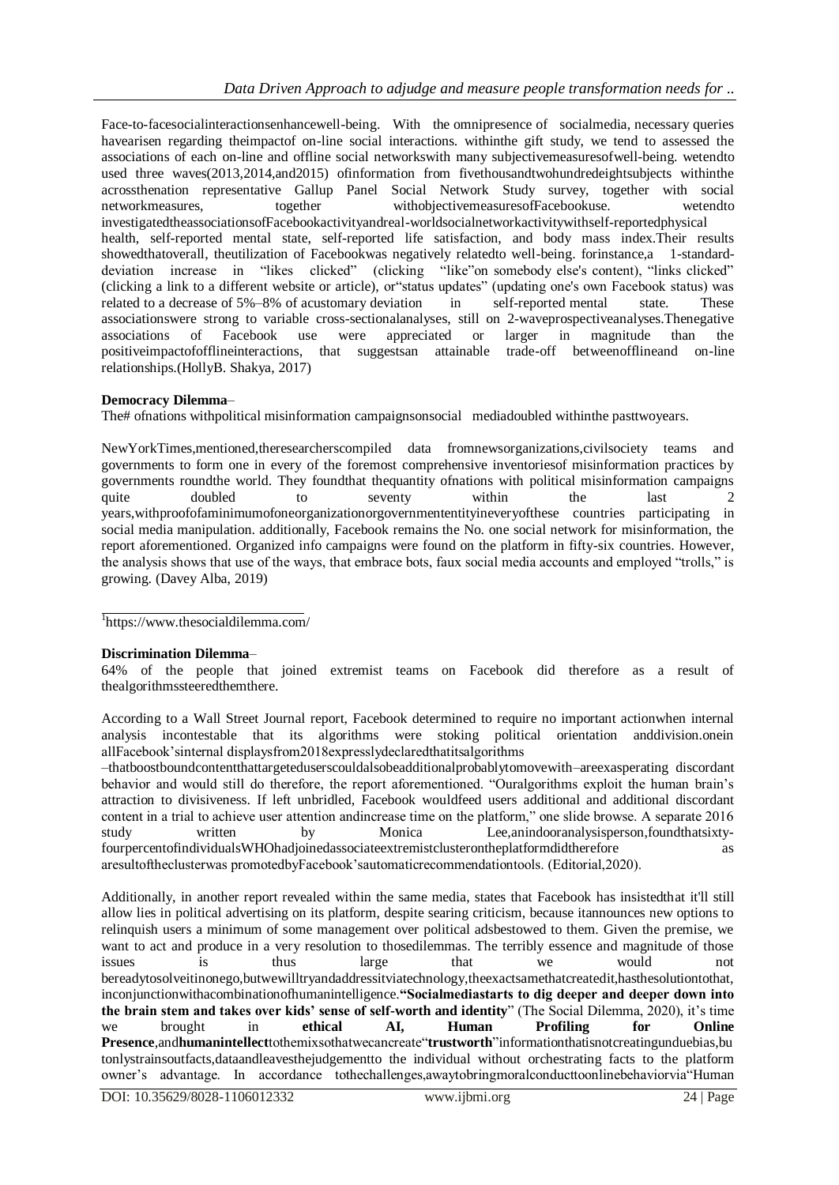Face-to-facesocialinteractionsenhancewell-being. With the omnipresence of socialmedia, necessary queries havearisen regarding theimpactof on-line social interactions. withinthe gift study, we tend to assessed the associations of each on-line and offline social networkswith many subjectivemeasuresofwell-being. wetendto used three waves(2013,2014,and2015) ofinformation from fivethousandtwohundredeightsubjects withinthe acrossthenation representative Gallup Panel Social Network Study survey, together with social networkmeasures, together withobjectivemeasuresofFacebookuse. wetendto investigatedtheassociationsofFacebookactivityandreal-worldsocialnetworkactivitywithself-reportedphysical health, self-reported mental state, self-reported life satisfaction, and body mass index.Their results showedthatoverall, theutilization of Facebookwas negatively relatedto well-being. forinstance,a 1-standard-deviation increase in "likes clicked" (clicking "like"on somebody else's content), "links clicked" (clicking a link to a different website or article), or"status updates" (updating one's own Facebook status) was related to a decrease of 5%–8% of acustomary deviation in self-reported mental state. These associationswere strong to variable cross-sectionalanalyses, still on 2-waveprospectiveanalyses.Thenegative associations of Facebook use were appreciated or larger in magnitude than the positiveimpactofofflineinteractions, that suggestsan attainable trade-off betweenofflineand on-line relationships.(HollyB. Shakya, 2017)

**Democracy Dilemma**–

The# ofnations withpolitical misinformation campaignsonsocial mediadoubled withinthe pasttwoyears.

NewYorkTimes,mentioned,theresearcherscompiled data fromnewsorganizations,civilsociety teams and governments to form one in every of the foremost comprehensive inventoriesof misinformation practices by governments roundthe world. They foundthat thequantity ofnations with political misinformation campaigns quite doubled to seventy within the last 2 years,withproofofaminimumofoneorganizationorgovernmententityineveryofthese countries participating in social media manipulation. additionally, Facebook remains the No. one social network for misinformation, the report aforementioned. Organized info campaigns were found on the platform in fifty-six countries. However, the analysis shows that use of the ways, that embrace bots, faux social media accounts and employed "trolls," is growing. (Davey Alba, 2019)

[1]https://www.thesocialdilemma.com/

**Discrimination Dilemma**–

64% of the people that joined extremist teams on Facebook did therefore as a result of thealgorithmssteeredthemthere.

According to a Wall Street Journal report, Facebook determined to require no important actionwhen internal analysis incontestable that its algorithms were stoking political orientation anddivision.onein allFacebook'sinternal displaysfrom2018expresslydeclaredthatitsalgorithms –thatboostboundcontentthattargeteduserscouldalsobeadditionalprobablytomovewith–areexasperating discordant behavior and would still do therefore, the report aforementioned. "Ouralgorithms exploit the human brain's attraction to divisiveness. If left unbridled, Facebook wouldfeed users additional and additional discordant content in a trial to achieve user attention andincrease time on the platform," one slide browse. A separate 2016 study written by Monica Lee,anindooranalysisperson,foundthatsixty-fourpercentofindividualsWHOhadjoinedassociateextremistclusterontheplatformdidtherefore as aresultoftheclusterwas promotedbyFacebook'sautomaticrecommendationtools. (Editorial,2020).

Additionally, in another report revealed within the same media, states that Facebook has insistedthat it'll still allow lies in political advertising on its platform, despite searing criticism, because itannounces new options to relinquish users a minimum of some management over political adsbestowed to them. Given the premise, we want to act and produce in a very resolution to thosedilemmas. The terribly essence and magnitude of those issues is thus large that we would not bereadytosolveitinonego,butwewilltryandaddressitviatechnology,theexactsamethatcreatedit,hasthesolutiontothat, inconjunctionwithacombinationofhumanintelligence.**"Socialmediastarts to dig deeper and deeper down into the brain stem and takes over kids' sense of self-worth and identity"** (The Social Dilemma, 2020), it's time we brought in **ethical AI, Human Profiling for Online Presence**,and**humanintellect**tothemixsothatwecancreate"**trustworth**"informationthatisnotcreatingunduebias,bu tonlystrainsoutfacts,dataandleavesthejudgementto the individual without orchestrating facts to the platform owner's advantage. In accordance tothechallenges,awaytobringmoralconducttoonlinebehaviorvia"Human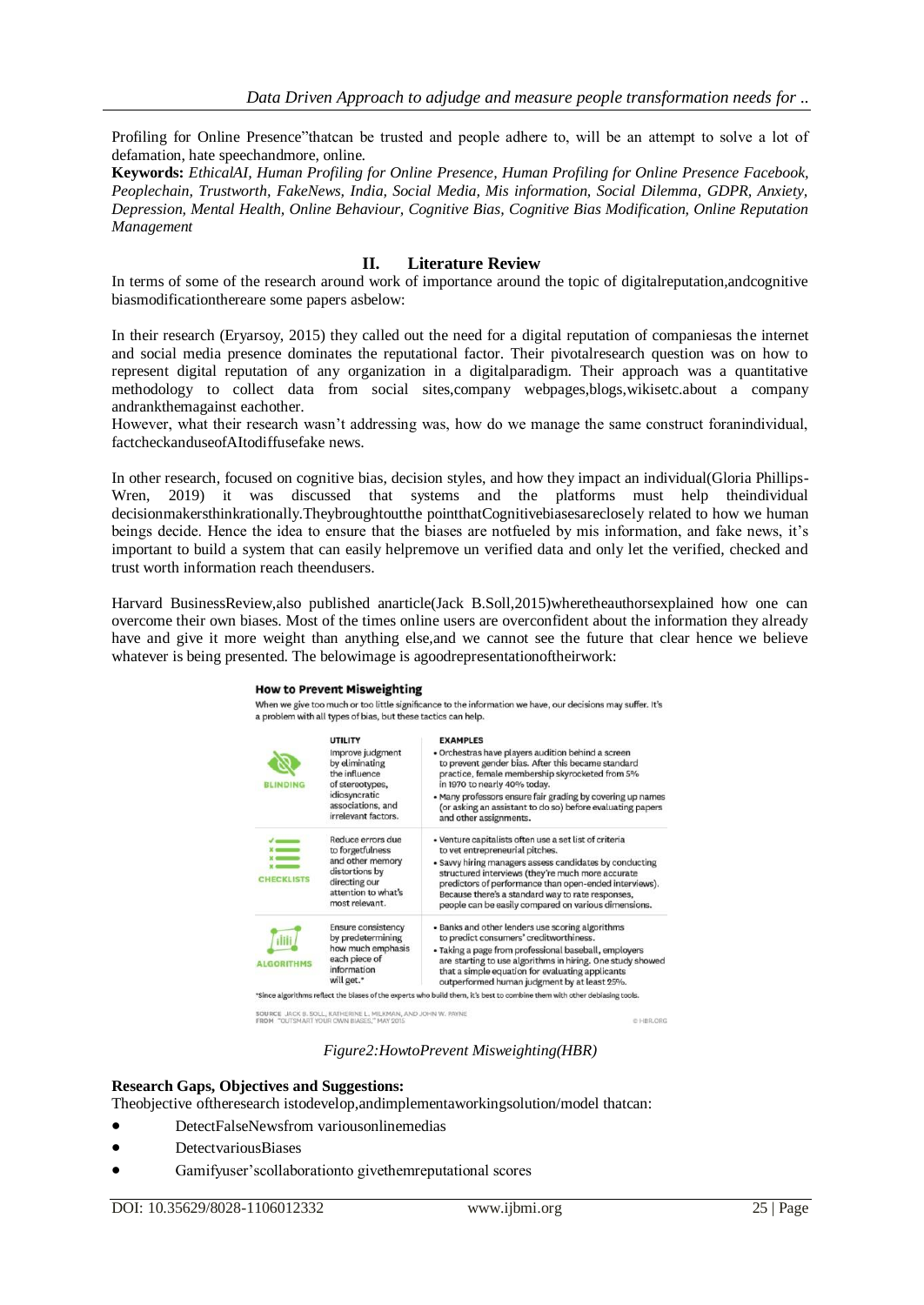Profiling for Online Presence"thatcan be trusted and people adhere to, will be an attempt to solve a lot of defamation, hate speechandmore, online.

**Keywords:** *EthicalAI, Human Profiling for Online Presence, Human Profiling for Online Presence Facebook, Peoplechain, Trustworth, FakeNews, India, Social Media, Mis information, Social Dilemma, GDPR, Anxiety, Depression, Mental Health, Online Behaviour, Cognitive Bias, Cognitive Bias Modification, Online Reputation Management*

## II. Literature Review

In terms of some of the research around work of importance around the topic of digitalreputation,andcognitive biasmodificationthereare some papers asbelow:

In their research (Eryarsoy, 2015) they called out the need for a digital reputation of companiesas the internet and social media presence dominates the reputational factor. Their pivotalresearch question was on how to represent digital reputation of any organization in a digitalparadigm. Their approach was a quantitative methodology to collect data from social sites,company webpages,blogs,wikisetc.about a company andrankthemagainst eachother.

However, what their research wasn't addressing was, how do we manage the same construct foranindividual, factcheckanduseofAItodiffusefake news.

In other research, focused on cognitive bias, decision styles, and how they impact an individual(Gloria Phillips-Wren, 2019) it was discussed that systems and the platforms must help theindividual decisionmakersthinkrationally.Theybroughtoutthe pointthatCognitivebiasesareclosely related to how we human beings decide. Hence the idea to ensure that the biases are notfueled by mis information, and fake news, it's important to build a system that can easily helpremove un verified data and only let the verified, checked and trust worth information reach theendusers.

Harvard BusinessReview,also published anarticle(Jack B.Soll,2015)wheretheauthorsexplained how one can overcome their own biases. Most of the times online users are overconfident about the information they already have and give it more weight than anything else,and we cannot see the future that clear hence we believe whatever is being presented. The belowimage is agoodrepresentationoftheirwork:

**How to Prevent Misweighting**

When we give too much or too little significance to the information we have, our decisions may suffer. It's a problem with all types of bias, but these tactics can help.

| | UTILITY | EXAMPLES |
|---|---|---|
| BLINDING | Improve judgment by eliminating the influence of stereotypes, idiosyncratic associations, and irrelevant factors. | • Orchestras have players audition behind a screen to prevent gender bias. After this became standard practice, female membership skyrocketed from 5% in 1970 to nearly 40% today. • Many professors ensure fair grading by covering up names (or asking an assistant to do so) before evaluating papers and other assignments. |
| CHECKLISTS | Reduce errors due to forgetfulness and other memory distortions by directing our attention to what's most relevant. | • Venture capitalists often use a set list of criteria to vet entrepreneurial pitches. • Savvy hiring managers assess candidates by conducting structured interviews (they're much more accurate predictors of performance than open-ended interviews). Because there's a standard way to rate responses, people can be easily compared on various dimensions. |
| ALGORITHMS | Ensure consistency by predetermining how much emphasis each piece of information will get.* | • Banks and other lenders use scoring algorithms to predict consumers' creditworthiness. • Taking a page from professional baseball, employers are starting to use algorithms in hiring. One study showed that a simple equation for evaluating applicants outperformed human judgment by at least 25%. |

*Since algorithms reflect the biases of the experts who build them, it's best to combine them with other debiasing tools.

SOURCE JACK B. SOLL, KATHERINE L. MILKMAN, AND JOHN W. PAYNE FROM "OUTSMART YOUR OWN BIASES," MAY 2015 © HBR.ORG

*Figure2:HowtoPrevent Misweighting(HBR)*

**Research Gaps, Objectives and Suggestions:**

Theobjective oftheresearch istodevelop,andimplementaworkingsolution/model thatcan:

- DetectFalseNewsfrom variousonlinemedias
- DetectvariousBiases
- Gamifyuser'scollaborationto givethemreputational scores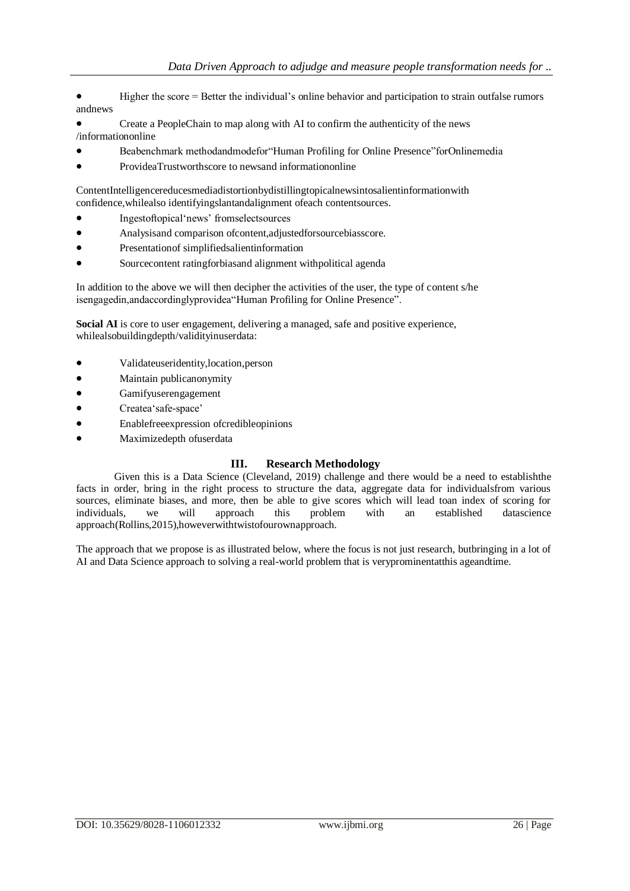- Higher the score = Better the individual's online behavior and participation to strain outfalse rumors andnews
- Create a PeopleChain to map along with AI to confirm the authenticity of the news /informationonline
- Beabenchmark methodandmodefor"Human Profiling for Online Presence"forOnlinemedia
- ProvideaTrustworthscore to newsand informationonline

ContentIntelligencereducesmediadistortionbydistillingtopicalnewsintosalientinformationwith confidence,whilealso identifyingslantandalignment ofeach contentsources.

- Ingestoftopical'news' fromselectsources
- Analysisand comparison ofcontent,adjustedforsourcebiasscore.
- Presentationof simplifiedsalientinformation
- Sourcecontent ratingforbiasand alignment withpolitical agenda

In addition to the above we will then decipher the activities of the user, the type of content s/he isengagedin,andaccordinglyprovidea"Human Profiling for Online Presence".

**Social AI** is core to user engagement, delivering a managed, safe and positive experience, whilealsobuildingdepth/validityinuserdata:

- Validateuseridentity,location,person
- Maintain publicanonymity
- Gamifyuserengagement
- Createa'safe-space'
- Enablefreeexpression ofcredibleopinions
- Maximizedepth ofuserdata

## III. Research Methodology

Given this is a Data Science (Cleveland, 2019) challenge and there would be a need to establishthe facts in order, bring in the right process to structure the data, aggregate data for individualsfrom various sources, eliminate biases, and more, then be able to give scores which will lead toan index of scoring for individuals, we will approach this problem with an established datascience approach(Rollins,2015),howeverwithtwistofourownapproach.

The approach that we propose is as illustrated below, where the focus is not just research, butbringing in a lot of AI and Data Science approach to solving a real-world problem that is veryprominentatthis ageandtime.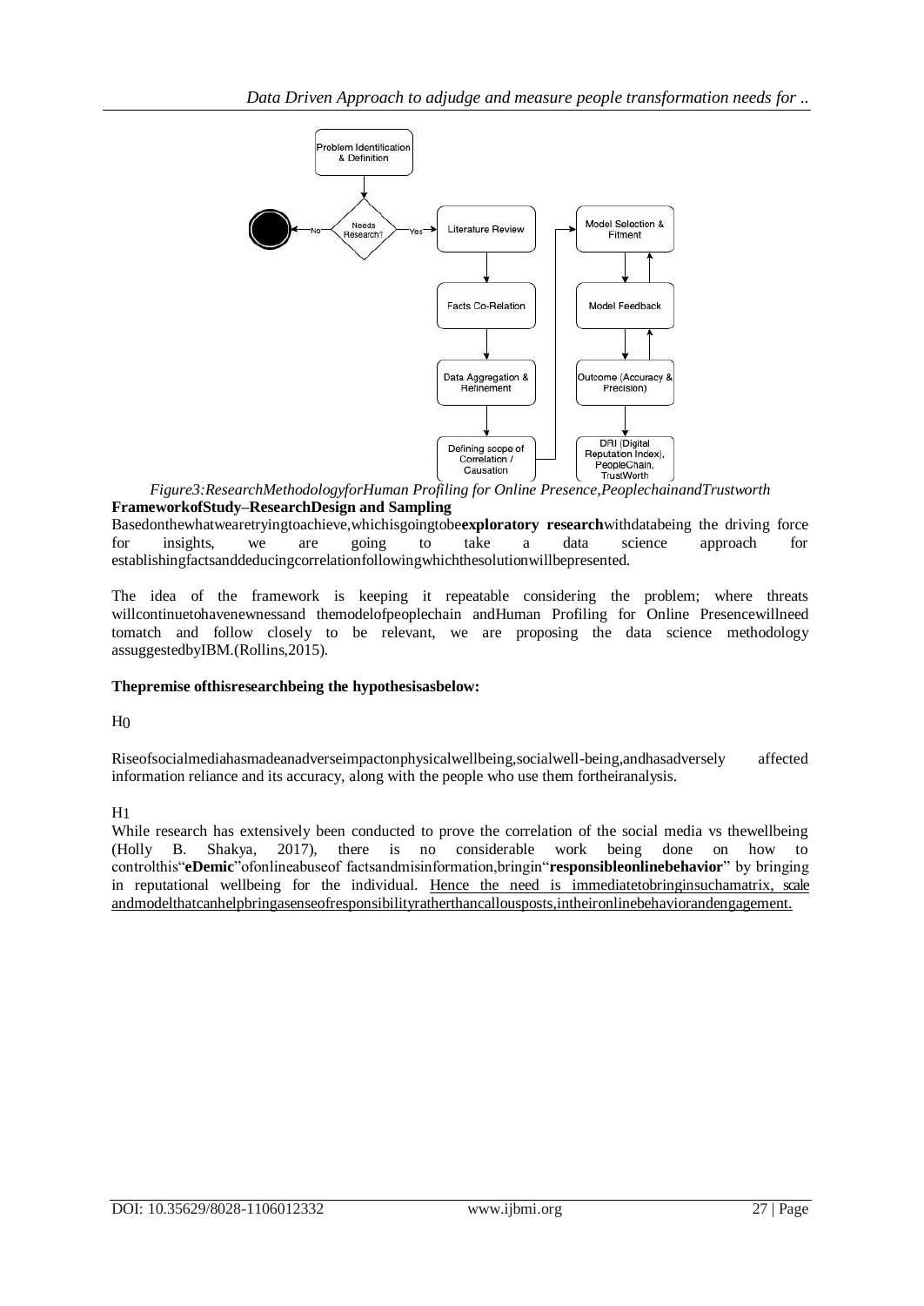*Figure3:ResearchMethodologyforHuman Profiling for Online Presence,PeoplechainandTrustworth*

**FrameworkofStudy–ResearchDesign and Sampling**

Basedonthewhatwearetryingtoachieve,whichisgoingtobe**exploratory research**withdatabeing the driving force for insights, we are going to take a data science approach for establishingfactsanddeducingcorrelationfollowingwhichthesolutionwillbepresented.

The idea of the framework is keeping it repeatable considering the problem; where threats willcontinuetohavenewnessand themodelofpeoplechain andHuman Profiling for Online Presencewillneed tomatch and follow closely to be relevant, we are proposing the data science methodology assuggestedbyIBM.(Rollins,2015).

**Thepremise ofthisresearchbeing the hypothesisasbelow:**

$H_0$

Riseofsocialmediahasmadeanadverseimpactonphysicalwellbeing,socialwell-being,andhasadversely affected information reliance and its accuracy, along with the people who use them fortheiranalysis.

$H_1$

While research has extensively been conducted to prove the correlation of the social media vs thewellbeing (Holly B. Shakya, 2017), there is no considerable work being done on how to controlthis"**eDemic**"ofonlineabuseof factsandmisinformation,bringin"**responsibleonlinebehavior**" by bringing in reputational wellbeing for the individual. Hence the need is immediatetobringinsuchamatrix, scale andmodelthatcanhelpbringasenseofresponsibilityratherthancallousposts,intheironlinebehaviorandengagement.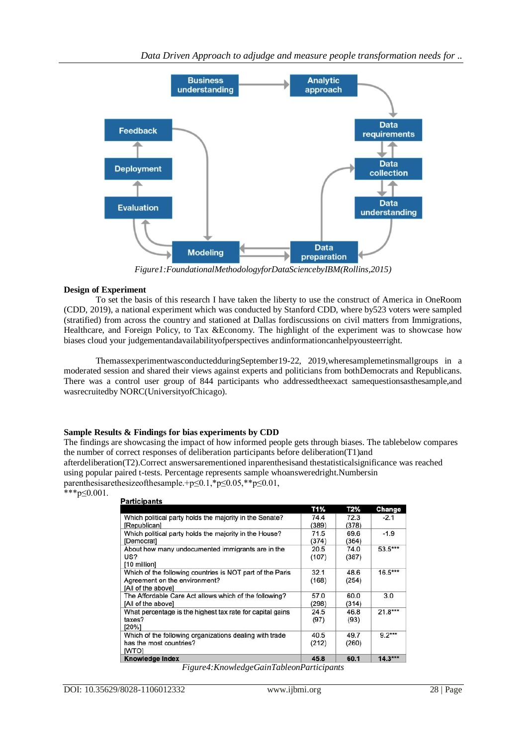Figure1:FoundationalMethodologyforDataSciencebyIBM(Rollins,2015)

**Design of Experiment**

To set the basis of this research I have taken the liberty to use the construct of America in OneRoom (CDD, 2019), a national experiment which was conducted by Stanford CDD, where by523 voters were sampled (stratified) from across the country and stationed at Dallas fordiscussions on civil matters from Immigrations, Healthcare, and Foreign Policy, to Tax &Economy. The highlight of the experiment was to showcase how biases cloud your judgementandavailabilityofperspectives andinformationcanhelpyousteerright.

ThemassexperimentwasconductedduringSeptember19-22, 2019,wheresamplemetinsmallgroups in a moderated session and shared their views against experts and politicians from bothDemocrats and Republicans. There was a control user group of 844 participants who addressedtheexact samequestionsasthesample,and wasrecruitedby NORC(UniversityofChicago).

**Sample Results & Findings for bias experiments by CDD**

The findings are showcasing the impact of how informed people gets through biases. The tablebelow compares the number of correct responses of deliberation participants before deliberation(T1)and afterdeliberation(T2).Correct answersarementioned inparenthesisand thestatisticalsignificance was reached using popular paired t-tests. Percentage represents sample whoansweredright.Numbersin parenthesisarethesizeofthesample.+p≤0.1,\*p≤0.05,\*\*p≤0.01, \*\*\*p≤0.001.

**Participants**

| | T1% | T2% | Change |
|---|---|---|---|
| Which political party holds the majority in the Senate? [Republican] | 74.4 (389) | 72.3 (378) | -2.1 |
| Which political party holds the majority in the House? [Democrat] | 71.5 (374) | 69.6 (364) | -1.9 |
| About how many undocumented immigrants are in the US? [10 million] | 20.5 (107) | 74.0 (387) | 53.5*** |
| Which of the following countries is NOT part of the Paris Agreement on the environment? [All of the above] | 32.1 (168) | 48.6 (254) | 16.5*** |
| The Affordable Care Act allows which of the following? [All of the above] | 57.0 (298) | 60.0 (314) | 3.0 |
| What percentage is the highest tax rate for capital gains taxes? [20%] | 24.5 (97) | 46.8 (93) | 21.8*** |
| Which of the following organizations dealing with trade has the most countries? [WTO] | 40.5 (212) | 49.7 (260) | 9.2*** |
| **Knowledge Index** | **45.8** | **60.1** | **14.3*\*\*** |

Figure4:KnowledgeGainTableonParticipants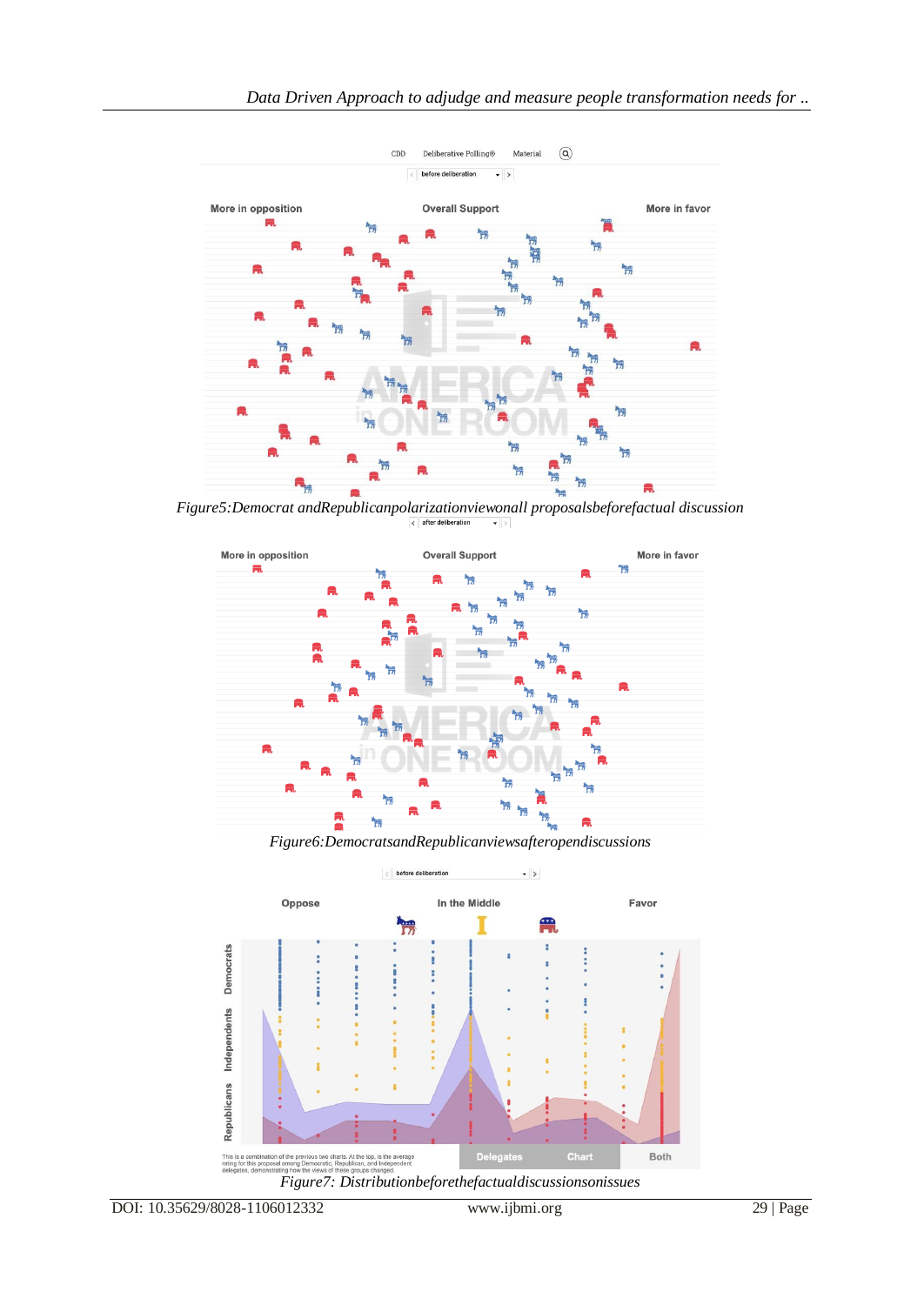*Figure5:Democrat andRepublicanpolarizationviewonall proposalsbeforefactual discussion*

*Figure6:DemocratsandRepublicanviewsafteropendiscussions*

*Figure7: Distributionbeforethefactualdiscussionsonissues*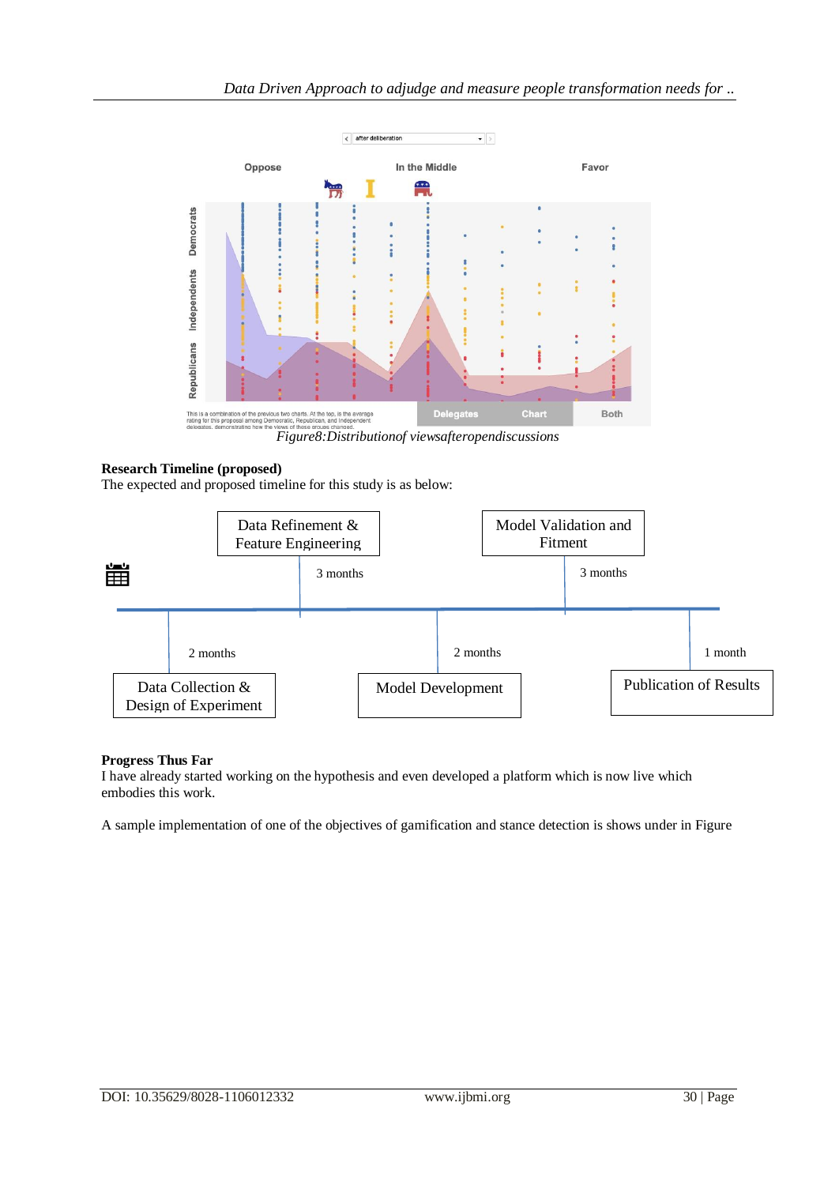*Figure8:Distributionof viewsafteropendiscussions*

**Research Timeline (proposed)**

The expected and proposed timeline for this study is as below:

| Phase | Duration |
| --- | --- |
| Data Collection & Design of Experiment | 2 months |
| Data Refinement & Feature Engineering | 3 months |
| Model Development | 2 months |
| Model Validation and Fitment | 3 months |
| Publication of Results | 1 month |

**Progress Thus Far**

I have already started working on the hypothesis and even developed a platform which is now live which embodies this work.

A sample implementation of one of the objectives of gamification and stance detection is shows under in Figure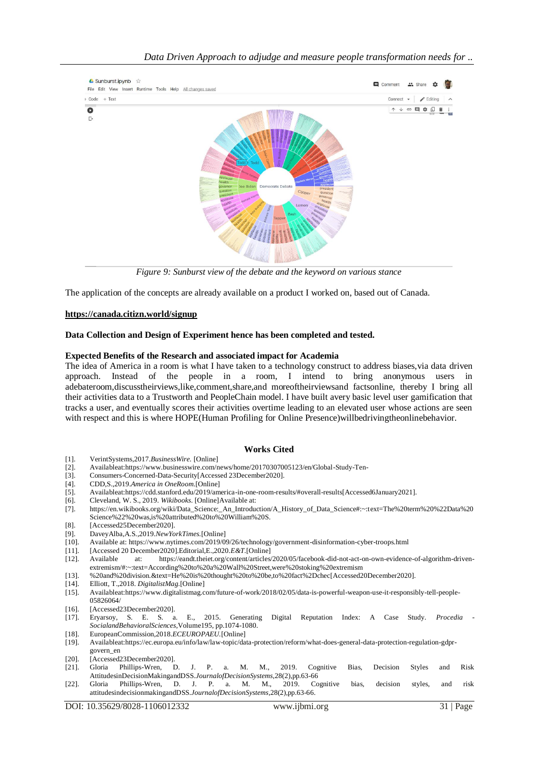*Figure 9: Sunburst view of the debate and the keyword on various stance*

The application of the concepts are already available on a product I worked on, based out of Canada.

**https://canada.citizn.world/signup**

**Data Collection and Design of Experiment hence has been completed and tested.**

**Expected Benefits of the Research and associated impact for Academia**

The idea of America in a room is what I have taken to a technology construct to address biases,via data driven approach. Instead of the people in a room, I intend to bring anonymous users in adebateroom,discusstheirviews,like,comment,share,and moreoftheirviewsand factsonline, thereby I bring all their activities data to a Trustworth and PeopleChain model. I have built avery basic level user gamification that tracks a user, and eventually scores their activities overtime leading to an elevated user whose actions are seen with respect and this is where HOPE(Human Profiling for Online Presence)willbedrivingtheonlinebehavior.

## Works Cited

[1]. VerintSystems,2017.*BusinessWire.* [Online]
[2]. Availableat:https://www.businesswire.com/news/home/20170307005123/en/Global-Study-Ten-
[3]. Consumers-Concerned-Data-Security[Accessed 23December2020].
[4]. CDD,S.,2019.*America in OneRoom.*[Online]
[5]. Availableat:https://cdd.stanford.edu/2019/america-in-one-room-results/#overall-results[Accessed6January2021].
[6]. Cleveland, W. S., 2019. *Wikibooks.* [Online]Available at:
[7]. https://en.wikibooks.org/wiki/Data_Science:_An_Introduction/A_History_of_Data_Science#:~:text=The%20term%20%22Data%20Science%22%20was,is%20attributed%20to%20William%20S.
[8]. [Accessed25December2020].
[9]. DaveyAlba,A.S.,2019.*NewYorkTimes.*[Online]
[10]. Available at: https://www.nytimes.com/2019/09/26/technology/government-disinformation-cyber-troops.html
[11]. [Accessed 20 December2020].Editorial,E.,2020.*E&T.*[Online]
[12]. Available at: https://eandt.theiet.org/content/articles/2020/05/facebook-did-not-act-on-own-evidence-of-algorithm-driven-extremism/#:~:text=According%20to%20a%20Wall%20Street,were%20stoking%20extremism
[13]. %20and%20division.&text=He%20is%20thought%20to%20be,to%20fact%2Dchec[Accessed20December2020].
[14]. Elliott, T.,2018. *DigitalistMag.*[Online]
[15]. Availableat:https://www.digitalistmag.com/future-of-work/2018/02/05/data-is-powerful-weapon-use-it-responsibly-tell-people-05826064/
[16]. [Accessed23December2020].
[17]. Eryarsoy, S. E. S. a. E., 2015. Generating Digital Reputation Index: A Case Study. *Procedia - SocialandBehavioralSciences,*Volume195, pp.1074-1080.
[18]. EuropeanCommission,2018.*ECEUROPAEU.*[Online]
[19]. Availableat:https://ec.europa.eu/info/law/law-topic/data-protection/reform/what-does-general-data-protection-regulation-gdpr-govern_en
[20]. [Accessed23December2020].
[21]. Gloria Phillips-Wren, D. J. P. a. M. M., 2019. Cognitive Bias, Decision Styles and Risk AttitudesinDecisionMakingandDSS.*JournalofDecisionSystems,*28(2),pp.63-66
[22]. Gloria Phillips-Wren, D. J. P. a. M. M., 2019. Cognitive bias, decision styles, and risk attitudesindecisionmakingandDSS.*JournalofDecisionSystems,*28(2),pp.63-66.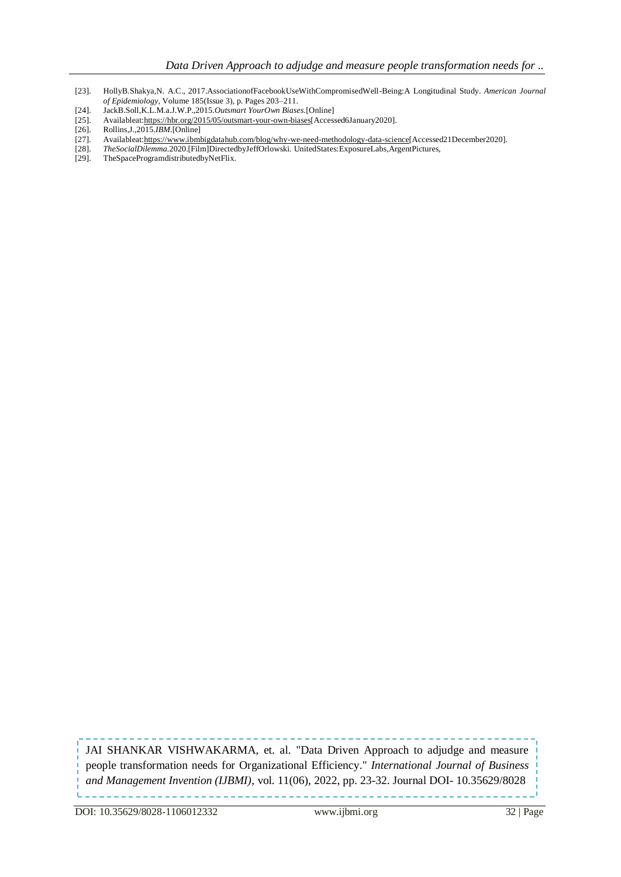[23]. HollyB.Shakya,N. A.C., 2017.AssociationofFacebookUseWithCompromisedWell-Being:A Longitudinal Study. *American Journal of Epidemiology*, Volume 185(Issue 3), p. Pages 203–211.

[24]. JackB.Soll,K.L.M.a.J.W.P.,2015.*Outsmart YourOwn Biases*.[Online]

[25]. Availableat:https://hbr.org/2015/05/outsmart-your-own-biases[Accessed6January2020].

[26]. Rollins,J.,2015.*IBM*.[Online]

[27]. Availableat:https://www.ibmbigdatahub.com/blog/why-we-need-methodology-data-science[Accessed21December2020].

[28]. *TheSocialDilemma*.2020.[Film]DirectedbyJeffOrlowski. UnitedStates:ExposureLabs,ArgentPictures,

[29]. TheSpaceProgramdistributedbyNetFlix.

JAI SHANKAR VISHWAKARMA, et. al. "Data Driven Approach to adjudge and measure people transformation needs for Organizational Efficiency." *International Journal of Business and Management Invention (IJBMI)*, vol. 11(06), 2022, pp. 23-32. Journal DOI- 10.35629/8028